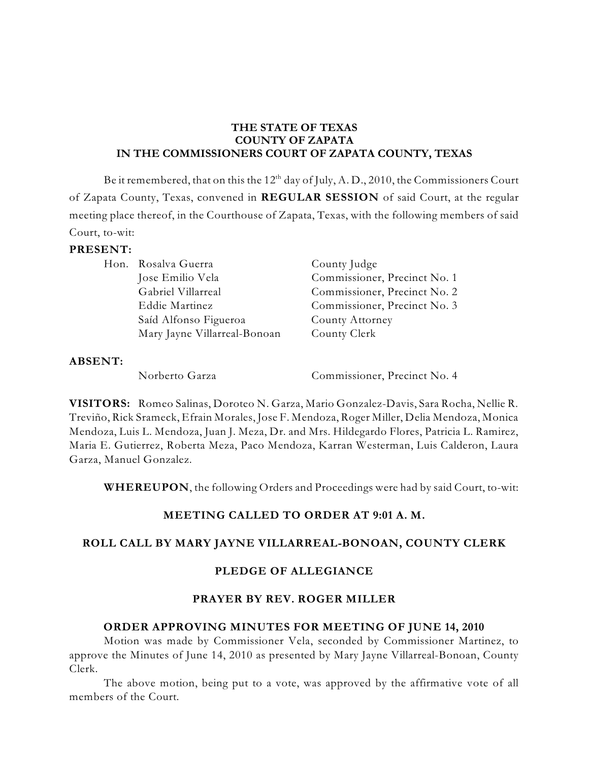**THE STATE OF TEXAS**
**COUNTY OF ZAPATA**
**IN THE COMMISSIONERS COURT OF ZAPATA COUNTY, TEXAS**

Be it remembered, that on this the 12th day of July, A. D., 2010, the Commissioners Court of Zapata County, Texas, convened in **REGULAR SESSION** of said Court, at the regular meeting place thereof, in the Courthouse of Zapata, Texas, with the following members of said Court, to-wit:

**PRESENT:**

| | | |
|---|---|---|
| Hon. | Rosalva Guerra | County Judge |
| | Jose Emilio Vela | Commissioner, Precinct No. 1 |
| | Gabriel Villarreal | Commissioner, Precinct No. 2 |
| | Eddie Martinez | Commissioner, Precinct No. 3 |
| | Saíd Alfonso Figueroa | County Attorney |
| | Mary Jayne Villarreal-Bonoan | County Clerk |

**ABSENT:**

| | |
|---|---|
| Norberto Garza | Commissioner, Precinct No. 4 |

**VISITORS:** Romeo Salinas, Doroteo N. Garza, Mario Gonzalez-Davis, Sara Rocha, Nellie R. Treviño, Rick Srameck, Efrain Morales, Jose F. Mendoza, Roger Miller, Delia Mendoza, Monica Mendoza, Luis L. Mendoza, Juan J. Meza, Dr. and Mrs. Hildegardo Flores, Patricia L. Ramirez, Maria E. Gutierrez, Roberta Meza, Paco Mendoza, Karran Westerman, Luis Calderon, Laura Garza, Manuel Gonzalez.

**WHEREUPON**, the following Orders and Proceedings were had by said Court, to-wit:

**MEETING CALLED TO ORDER AT 9:01 A. M.**

**ROLL CALL BY MARY JAYNE VILLARREAL-BONOAN, COUNTY CLERK**

**PLEDGE OF ALLEGIANCE**

**PRAYER BY REV. ROGER MILLER**

**ORDER APPROVING MINUTES FOR MEETING OF JUNE 14, 2010**

Motion was made by Commissioner Vela, seconded by Commissioner Martinez, to approve the Minutes of June 14, 2010 as presented by Mary Jayne Villarreal-Bonoan, County Clerk.

The above motion, being put to a vote, was approved by the affirmative vote of all members of the Court.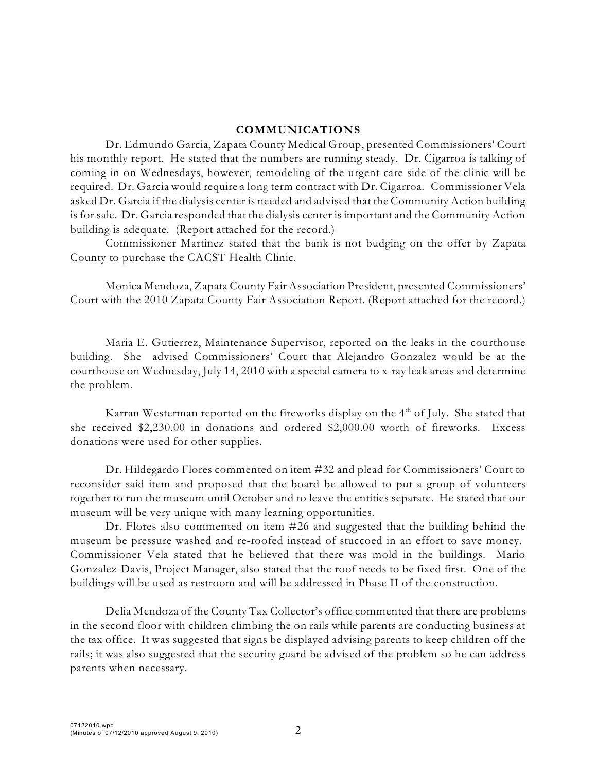## COMMUNICATIONS

Dr. Edmundo Garcia, Zapata County Medical Group, presented Commissioners' Court his monthly report. He stated that the numbers are running steady. Dr. Cigarroa is talking of coming in on Wednesdays, however, remodeling of the urgent care side of the clinic will be required. Dr. Garcia would require a long term contract with Dr. Cigarroa. Commissioner Vela asked Dr. Garcia if the dialysis center is needed and advised that the Community Action building is for sale. Dr. Garcia responded that the dialysis center is important and the Community Action building is adequate. (Report attached for the record.)

Commissioner Martinez stated that the bank is not budging on the offer by Zapata County to purchase the CACST Health Clinic.

Monica Mendoza, Zapata County Fair Association President, presented Commissioners' Court with the 2010 Zapata County Fair Association Report. (Report attached for the record.)

Maria E. Gutierrez, Maintenance Supervisor, reported on the leaks in the courthouse building. She advised Commissioners' Court that Alejandro Gonzalez would be at the courthouse on Wednesday, July 14, 2010 with a special camera to x-ray leak areas and determine the problem.

Karran Westerman reported on the fireworks display on the 4th of July. She stated that she received $2,230.00 in donations and ordered $2,000.00 worth of fireworks. Excess donations were used for other supplies.

Dr. Hildegardo Flores commented on item #32 and plead for Commissioners' Court to reconsider said item and proposed that the board be allowed to put a group of volunteers together to run the museum until October and to leave the entities separate. He stated that our museum will be very unique with many learning opportunities.

Dr. Flores also commented on item #26 and suggested that the building behind the museum be pressure washed and re-roofed instead of stuccoed in an effort to save money. Commissioner Vela stated that he believed that there was mold in the buildings. Mario Gonzalez-Davis, Project Manager, also stated that the roof needs to be fixed first. One of the buildings will be used as restroom and will be addressed in Phase II of the construction.

Delia Mendoza of the County Tax Collector's office commented that there are problems in the second floor with children climbing the on rails while parents are conducting business at the tax office. It was suggested that signs be displayed advising parents to keep children off the rails; it was also suggested that the security guard be advised of the problem so he can address parents when necessary.

07122010.wpd
(Minutes of 07/12/2010 approved August 9, 2010)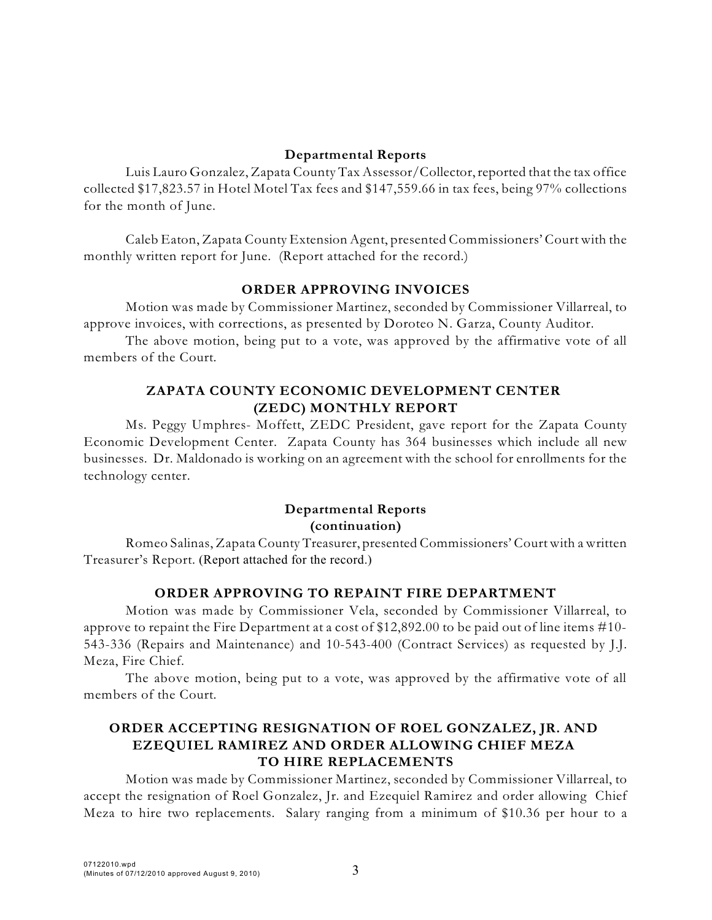**Departmental Reports**

Luis Lauro Gonzalez, Zapata County Tax Assessor/Collector, reported that the tax office collected $17,823.57 in Hotel Motel Tax fees and $147,559.66 in tax fees, being 97% collections for the month of June.

Caleb Eaton, Zapata County Extension Agent, presented Commissioners' Court with the monthly written report for June. (Report attached for the record.)

**ORDER APPROVING INVOICES**

Motion was made by Commissioner Martinez, seconded by Commissioner Villarreal, to approve invoices, with corrections, as presented by Doroteo N. Garza, County Auditor.

The above motion, being put to a vote, was approved by the affirmative vote of all members of the Court.

**ZAPATA COUNTY ECONOMIC DEVELOPMENT CENTER (ZEDC) MONTHLY REPORT**

Ms. Peggy Umphres- Moffett, ZEDC President, gave report for the Zapata County Economic Development Center. Zapata County has 364 businesses which include all new businesses. Dr. Maldonado is working on an agreement with the school for enrollments for the technology center.

**Departmental Reports (continuation)**

Romeo Salinas, Zapata County Treasurer, presented Commissioners' Court with a written Treasurer's Report. (Report attached for the record.)

**ORDER APPROVING TO REPAINT FIRE DEPARTMENT**

Motion was made by Commissioner Vela, seconded by Commissioner Villarreal, to approve to repaint the Fire Department at a cost of $12,892.00 to be paid out of line items #10-543-336 (Repairs and Maintenance) and 10-543-400 (Contract Services) as requested by J.J. Meza, Fire Chief.

The above motion, being put to a vote, was approved by the affirmative vote of all members of the Court.

**ORDER ACCEPTING RESIGNATION OF ROEL GONZALEZ, JR. AND EZEQUIEL RAMIREZ AND ORDER ALLOWING CHIEF MEZA TO HIRE REPLACEMENTS**

Motion was made by Commissioner Martinez, seconded by Commissioner Villarreal, to accept the resignation of Roel Gonzalez, Jr. and Ezequiel Ramirez and order allowing Chief Meza to hire two replacements. Salary ranging from a minimum of $10.36 per hour to a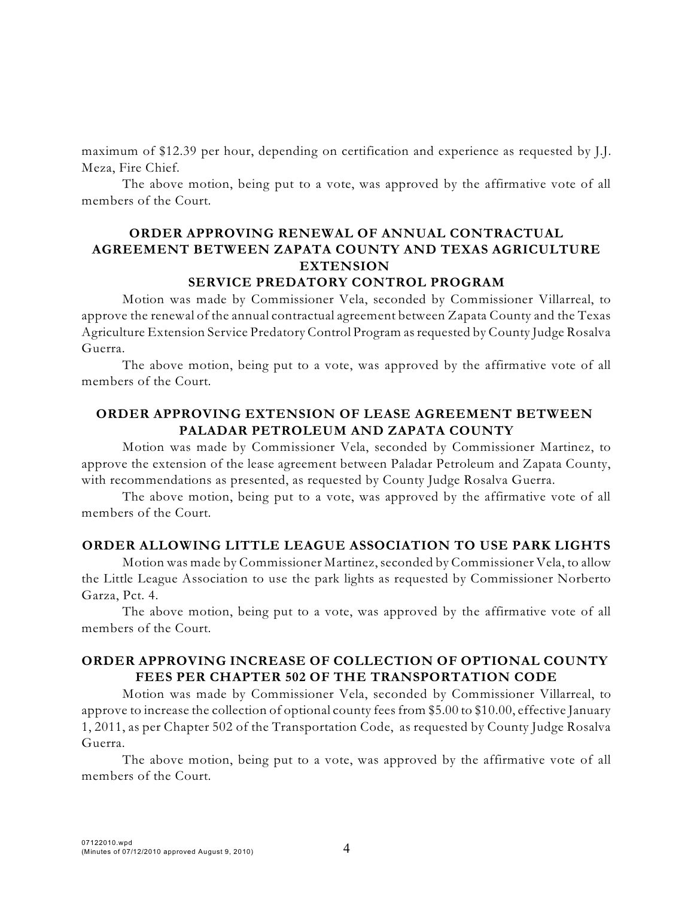maximum of $12.39 per hour, depending on certification and experience as requested by J.J. Meza, Fire Chief.

The above motion, being put to a vote, was approved by the affirmative vote of all members of the Court.

**ORDER APPROVING RENEWAL OF ANNUAL CONTRACTUAL AGREEMENT BETWEEN ZAPATA COUNTY AND TEXAS AGRICULTURE EXTENSION SERVICE PREDATORY CONTROL PROGRAM**

Motion was made by Commissioner Vela, seconded by Commissioner Villarreal, to approve the renewal of the annual contractual agreement between Zapata County and the Texas Agriculture Extension Service Predatory Control Program as requested by County Judge Rosalva Guerra.

The above motion, being put to a vote, was approved by the affirmative vote of all members of the Court.

**ORDER APPROVING EXTENSION OF LEASE AGREEMENT BETWEEN PALADAR PETROLEUM AND ZAPATA COUNTY**

Motion was made by Commissioner Vela, seconded by Commissioner Martinez, to approve the extension of the lease agreement between Paladar Petroleum and Zapata County, with recommendations as presented, as requested by County Judge Rosalva Guerra.

The above motion, being put to a vote, was approved by the affirmative vote of all members of the Court.

**ORDER ALLOWING LITTLE LEAGUE ASSOCIATION TO USE PARK LIGHTS**

Motion was made by Commissioner Martinez, seconded by Commissioner Vela, to allow the Little League Association to use the park lights as requested by Commissioner Norberto Garza, Pct. 4.

The above motion, being put to a vote, was approved by the affirmative vote of all members of the Court.

**ORDER APPROVING INCREASE OF COLLECTION OF OPTIONAL COUNTY FEES PER CHAPTER 502 OF THE TRANSPORTATION CODE**

Motion was made by Commissioner Vela, seconded by Commissioner Villarreal, to approve to increase the collection of optional county fees from $5.00 to $10.00, effective January 1, 2011, as per Chapter 502 of the Transportation Code, as requested by County Judge Rosalva Guerra.

The above motion, being put to a vote, was approved by the affirmative vote of all members of the Court.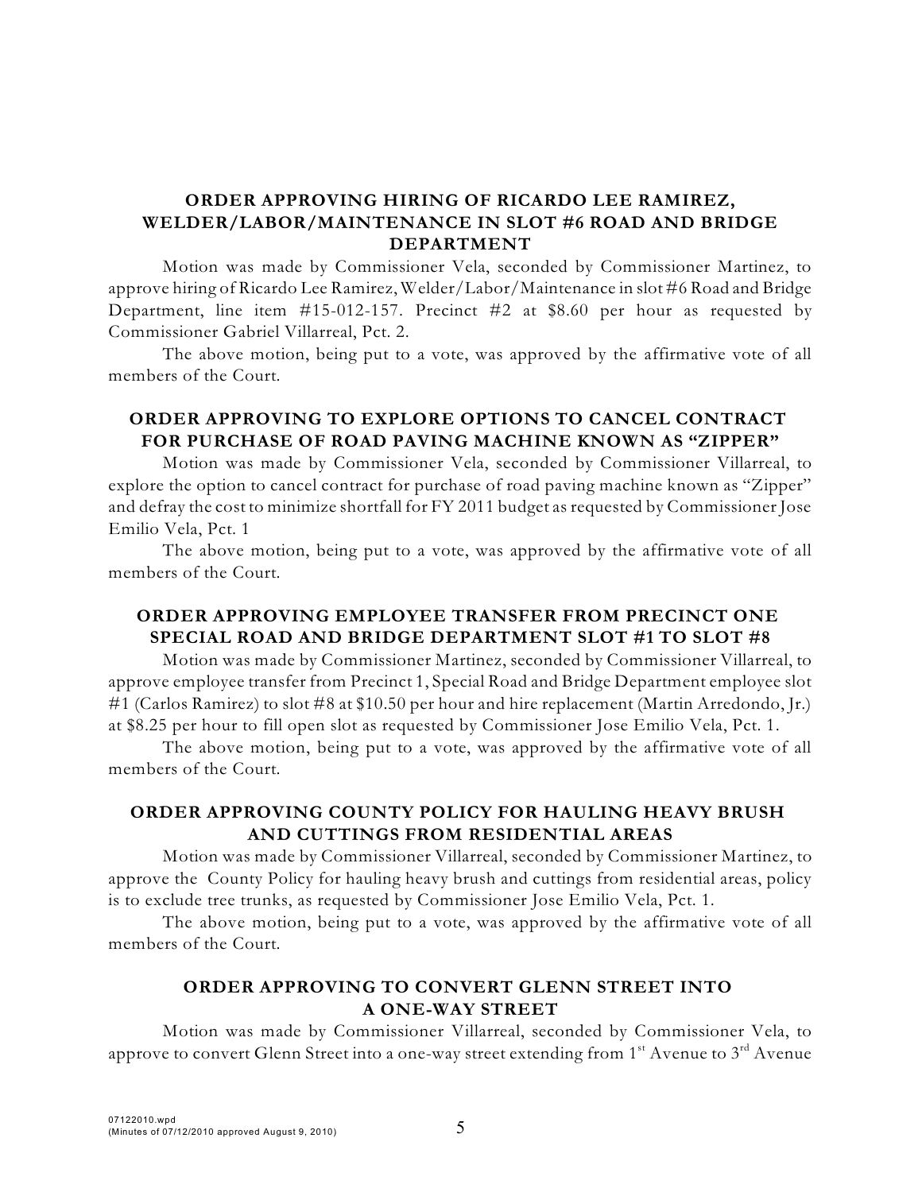**ORDER APPROVING HIRING OF RICARDO LEE RAMIREZ, WELDER/LABOR/MAINTENANCE IN SLOT #6 ROAD AND BRIDGE DEPARTMENT**

Motion was made by Commissioner Vela, seconded by Commissioner Martinez, to approve hiring of Ricardo Lee Ramirez, Welder/Labor/Maintenance in slot #6 Road and Bridge Department, line item #15-012-157. Precinct #2 at $8.60 per hour as requested by Commissioner Gabriel Villarreal, Pct. 2.

The above motion, being put to a vote, was approved by the affirmative vote of all members of the Court.

**ORDER APPROVING TO EXPLORE OPTIONS TO CANCEL CONTRACT FOR PURCHASE OF ROAD PAVING MACHINE KNOWN AS "ZIPPER"**

Motion was made by Commissioner Vela, seconded by Commissioner Villarreal, to explore the option to cancel contract for purchase of road paving machine known as "Zipper" and defray the cost to minimize shortfall for FY 2011 budget as requested by Commissioner Jose Emilio Vela, Pct. 1

The above motion, being put to a vote, was approved by the affirmative vote of all members of the Court.

**ORDER APPROVING EMPLOYEE TRANSFER FROM PRECINCT ONE SPECIAL ROAD AND BRIDGE DEPARTMENT SLOT #1 TO SLOT #8**

Motion was made by Commissioner Martinez, seconded by Commissioner Villarreal, to approve employee transfer from Precinct 1, Special Road and Bridge Department employee slot #1 (Carlos Ramirez) to slot #8 at $10.50 per hour and hire replacement (Martin Arredondo, Jr.) at $8.25 per hour to fill open slot as requested by Commissioner Jose Emilio Vela, Pct. 1.

The above motion, being put to a vote, was approved by the affirmative vote of all members of the Court.

**ORDER APPROVING COUNTY POLICY FOR HAULING HEAVY BRUSH AND CUTTINGS FROM RESIDENTIAL AREAS**

Motion was made by Commissioner Villarreal, seconded by Commissioner Martinez, to approve the County Policy for hauling heavy brush and cuttings from residential areas, policy is to exclude tree trunks, as requested by Commissioner Jose Emilio Vela, Pct. 1.

The above motion, being put to a vote, was approved by the affirmative vote of all members of the Court.

**ORDER APPROVING TO CONVERT GLENN STREET INTO A ONE-WAY STREET**

Motion was made by Commissioner Villarreal, seconded by Commissioner Vela, to approve to convert Glenn Street into a one-way street extending from 1st Avenue to 3rd Avenue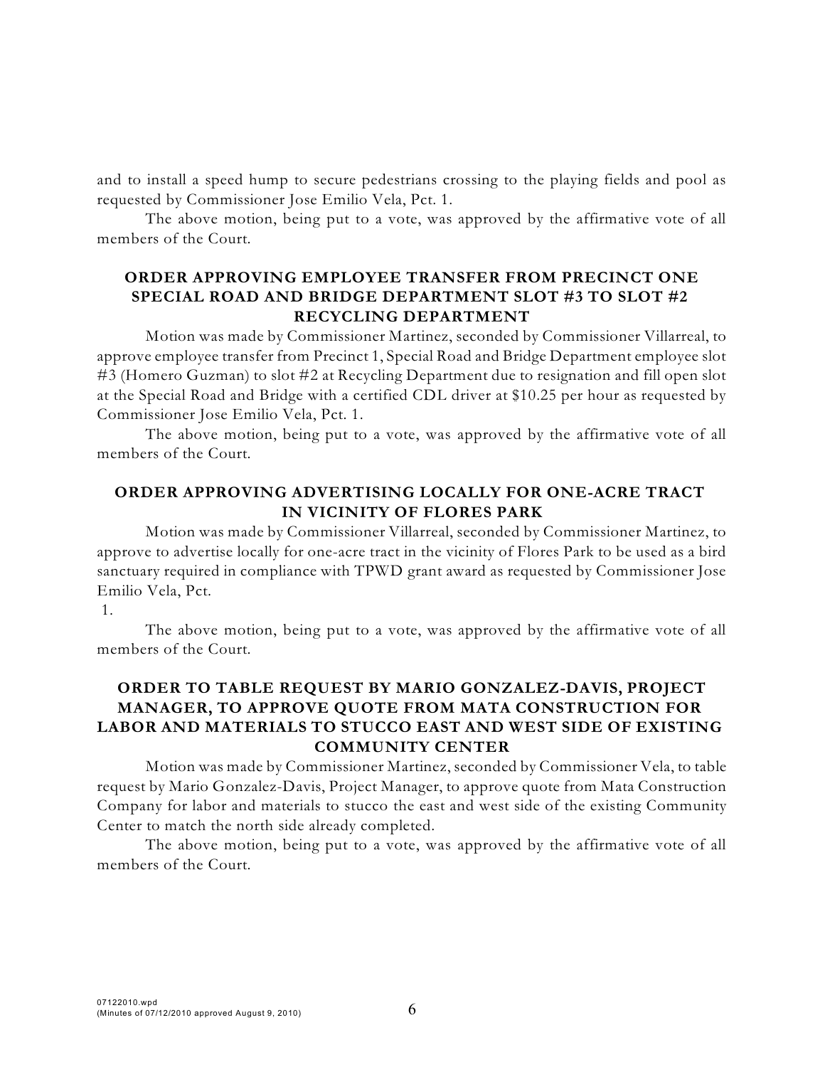and to install a speed hump to secure pedestrians crossing to the playing fields and pool as requested by Commissioner Jose Emilio Vela, Pct. 1.

The above motion, being put to a vote, was approved by the affirmative vote of all members of the Court.

## ORDER APPROVING EMPLOYEE TRANSFER FROM PRECINCT ONE SPECIAL ROAD AND BRIDGE DEPARTMENT SLOT #3 TO SLOT #2 RECYCLING DEPARTMENT

Motion was made by Commissioner Martinez, seconded by Commissioner Villarreal, to approve employee transfer from Precinct 1, Special Road and Bridge Department employee slot #3 (Homero Guzman) to slot #2 at Recycling Department due to resignation and fill open slot at the Special Road and Bridge with a certified CDL driver at $10.25 per hour as requested by Commissioner Jose Emilio Vela, Pct. 1.

The above motion, being put to a vote, was approved by the affirmative vote of all members of the Court.

## ORDER APPROVING ADVERTISING LOCALLY FOR ONE-ACRE TRACT IN VICINITY OF FLORES PARK

Motion was made by Commissioner Villarreal, seconded by Commissioner Martinez, to approve to advertise locally for one-acre tract in the vicinity of Flores Park to be used as a bird sanctuary required in compliance with TPWD grant award as requested by Commissioner Jose Emilio Vela, Pct. 1.

The above motion, being put to a vote, was approved by the affirmative vote of all members of the Court.

## ORDER TO TABLE REQUEST BY MARIO GONZALEZ-DAVIS, PROJECT MANAGER, TO APPROVE QUOTE FROM MATA CONSTRUCTION FOR LABOR AND MATERIALS TO STUCCO EAST AND WEST SIDE OF EXISTING COMMUNITY CENTER

Motion was made by Commissioner Martinez, seconded by Commissioner Vela, to table request by Mario Gonzalez-Davis, Project Manager, to approve quote from Mata Construction Company for labor and materials to stucco the east and west side of the existing Community Center to match the north side already completed.

The above motion, being put to a vote, was approved by the affirmative vote of all members of the Court.

07122010.wpd
(Minutes of 07/12/2010 approved August 9, 2010)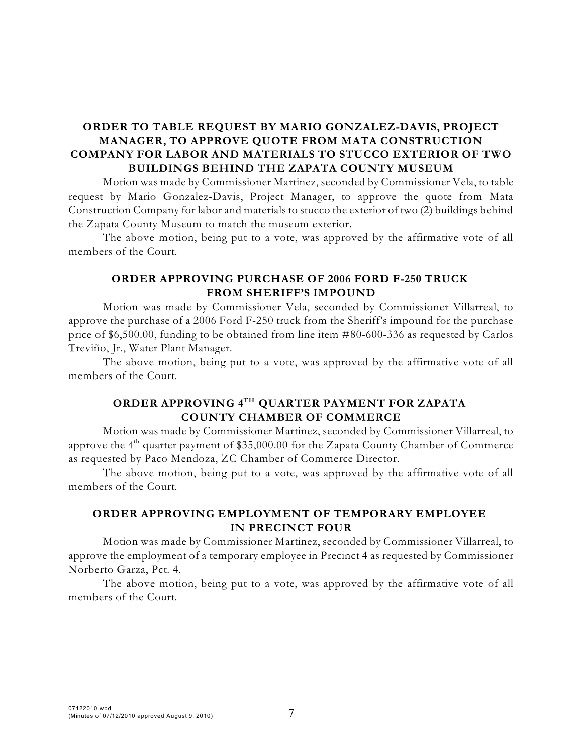## ORDER TO TABLE REQUEST BY MARIO GONZALEZ-DAVIS, PROJECT MANAGER, TO APPROVE QUOTE FROM MATA CONSTRUCTION COMPANY FOR LABOR AND MATERIALS TO STUCCO EXTERIOR OF TWO BUILDINGS BEHIND THE ZAPATA COUNTY MUSEUM

Motion was made by Commissioner Martinez, seconded by Commissioner Vela, to table request by Mario Gonzalez-Davis, Project Manager, to approve the quote from Mata Construction Company for labor and materials to stucco the exterior of two (2) buildings behind the Zapata County Museum to match the museum exterior.

The above motion, being put to a vote, was approved by the affirmative vote of all members of the Court.

## ORDER APPROVING PURCHASE OF 2006 FORD F-250 TRUCK FROM SHERIFF'S IMPOUND

Motion was made by Commissioner Vela, seconded by Commissioner Villarreal, to approve the purchase of a 2006 Ford F-250 truck from the Sheriff's impound for the purchase price of $6,500.00, funding to be obtained from line item #80-600-336 as requested by Carlos Treviño, Jr., Water Plant Manager.

The above motion, being put to a vote, was approved by the affirmative vote of all members of the Court.

## ORDER APPROVING 4TH QUARTER PAYMENT FOR ZAPATA COUNTY CHAMBER OF COMMERCE

Motion was made by Commissioner Martinez, seconded by Commissioner Villarreal, to approve the 4th quarter payment of $35,000.00 for the Zapata County Chamber of Commerce as requested by Paco Mendoza, ZC Chamber of Commerce Director.

The above motion, being put to a vote, was approved by the affirmative vote of all members of the Court.

## ORDER APPROVING EMPLOYMENT OF TEMPORARY EMPLOYEE IN PRECINCT FOUR

Motion was made by Commissioner Martinez, seconded by Commissioner Villarreal, to approve the employment of a temporary employee in Precinct 4 as requested by Commissioner Norberto Garza, Pct. 4.

The above motion, being put to a vote, was approved by the affirmative vote of all members of the Court.

07122010.wpd
(Minutes of 07/12/2010 approved August 9, 2010)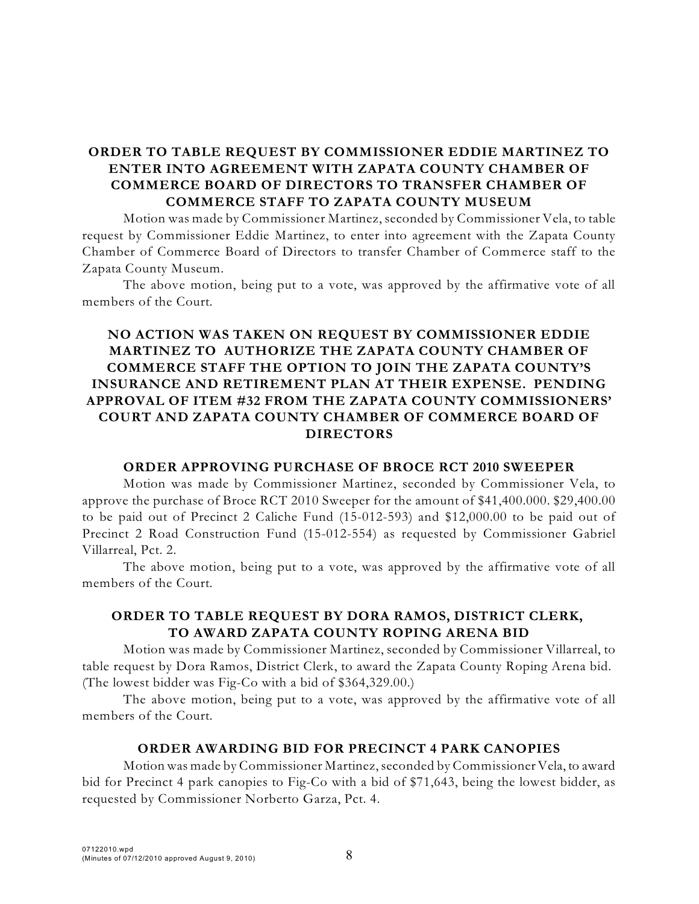## ORDER TO TABLE REQUEST BY COMMISSIONER EDDIE MARTINEZ TO ENTER INTO AGREEMENT WITH ZAPATA COUNTY CHAMBER OF COMMERCE BOARD OF DIRECTORS TO TRANSFER CHAMBER OF COMMERCE STAFF TO ZAPATA COUNTY MUSEUM

Motion was made by Commissioner Martinez, seconded by Commissioner Vela, to table request by Commissioner Eddie Martinez, to enter into agreement with the Zapata County Chamber of Commerce Board of Directors to transfer Chamber of Commerce staff to the Zapata County Museum.

The above motion, being put to a vote, was approved by the affirmative vote of all members of the Court.

## NO ACTION WAS TAKEN ON REQUEST BY COMMISSIONER EDDIE MARTINEZ TO AUTHORIZE THE ZAPATA COUNTY CHAMBER OF COMMERCE STAFF THE OPTION TO JOIN THE ZAPATA COUNTY'S INSURANCE AND RETIREMENT PLAN AT THEIR EXPENSE. PENDING APPROVAL OF ITEM #32 FROM THE ZAPATA COUNTY COMMISSIONERS' COURT AND ZAPATA COUNTY CHAMBER OF COMMERCE BOARD OF DIRECTORS

## ORDER APPROVING PURCHASE OF BROCE RCT 2010 SWEEPER

Motion was made by Commissioner Martinez, seconded by Commissioner Vela, to approve the purchase of Broce RCT 2010 Sweeper for the amount of $41,400.000. $29,400.00 to be paid out of Precinct 2 Caliche Fund (15-012-593) and $12,000.00 to be paid out of Precinct 2 Road Construction Fund (15-012-554) as requested by Commissioner Gabriel Villarreal, Pct. 2.

The above motion, being put to a vote, was approved by the affirmative vote of all members of the Court.

## ORDER TO TABLE REQUEST BY DORA RAMOS, DISTRICT CLERK, TO AWARD ZAPATA COUNTY ROPING ARENA BID

Motion was made by Commissioner Martinez, seconded by Commissioner Villarreal, to table request by Dora Ramos, District Clerk, to award the Zapata County Roping Arena bid. (The lowest bidder was Fig-Co with a bid of $364,329.00.)

The above motion, being put to a vote, was approved by the affirmative vote of all members of the Court.

## ORDER AWARDING BID FOR PRECINCT 4 PARK CANOPIES

Motion was made by Commissioner Martinez, seconded by Commissioner Vela, to award bid for Precinct 4 park canopies to Fig-Co with a bid of $71,643, being the lowest bidder, as requested by Commissioner Norberto Garza, Pct. 4.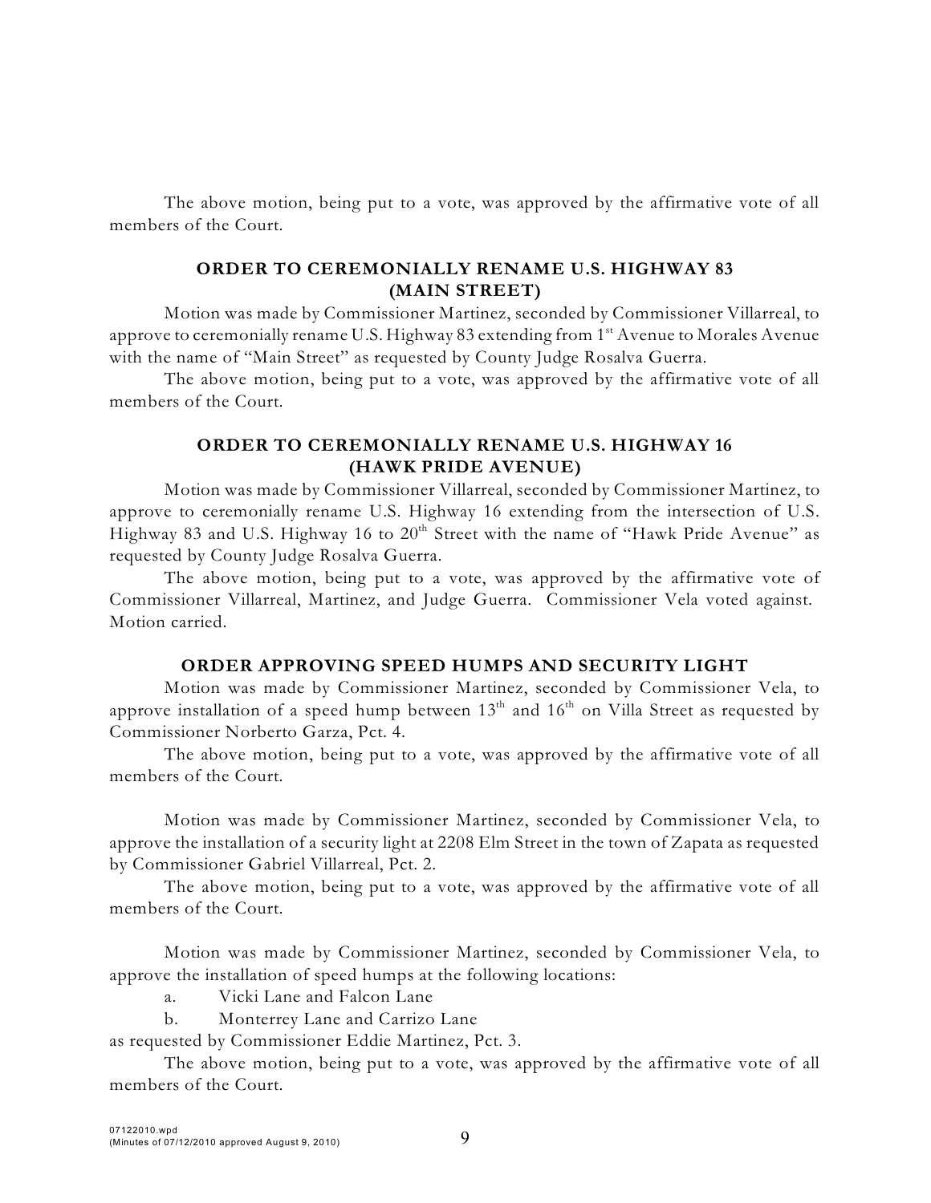The above motion, being put to a vote, was approved by the affirmative vote of all members of the Court.

**ORDER TO CEREMONIALLY RENAME U.S. HIGHWAY 83 (MAIN STREET)**

Motion was made by Commissioner Martinez, seconded by Commissioner Villarreal, to approve to ceremonially rename U.S. Highway 83 extending from 1st Avenue to Morales Avenue with the name of "Main Street" as requested by County Judge Rosalva Guerra.

The above motion, being put to a vote, was approved by the affirmative vote of all members of the Court.

**ORDER TO CEREMONIALLY RENAME U.S. HIGHWAY 16 (HAWK PRIDE AVENUE)**

Motion was made by Commissioner Villarreal, seconded by Commissioner Martinez, to approve to ceremonially rename U.S. Highway 16 extending from the intersection of U.S. Highway 83 and U.S. Highway 16 to 20th Street with the name of "Hawk Pride Avenue" as requested by County Judge Rosalva Guerra.

The above motion, being put to a vote, was approved by the affirmative vote of Commissioner Villarreal, Martinez, and Judge Guerra. Commissioner Vela voted against. Motion carried.

**ORDER APPROVING SPEED HUMPS AND SECURITY LIGHT**

Motion was made by Commissioner Martinez, seconded by Commissioner Vela, to approve installation of a speed hump between 13th and 16th on Villa Street as requested by Commissioner Norberto Garza, Pct. 4.

The above motion, being put to a vote, was approved by the affirmative vote of all members of the Court.

Motion was made by Commissioner Martinez, seconded by Commissioner Vela, to approve the installation of a security light at 2208 Elm Street in the town of Zapata as requested by Commissioner Gabriel Villarreal, Pct. 2.

The above motion, being put to a vote, was approved by the affirmative vote of all members of the Court.

Motion was made by Commissioner Martinez, seconded by Commissioner Vela, to approve the installation of speed humps at the following locations:

a. Vicki Lane and Falcon Lane

b. Monterrey Lane and Carrizo Lane

as requested by Commissioner Eddie Martinez, Pct. 3.

The above motion, being put to a vote, was approved by the affirmative vote of all members of the Court.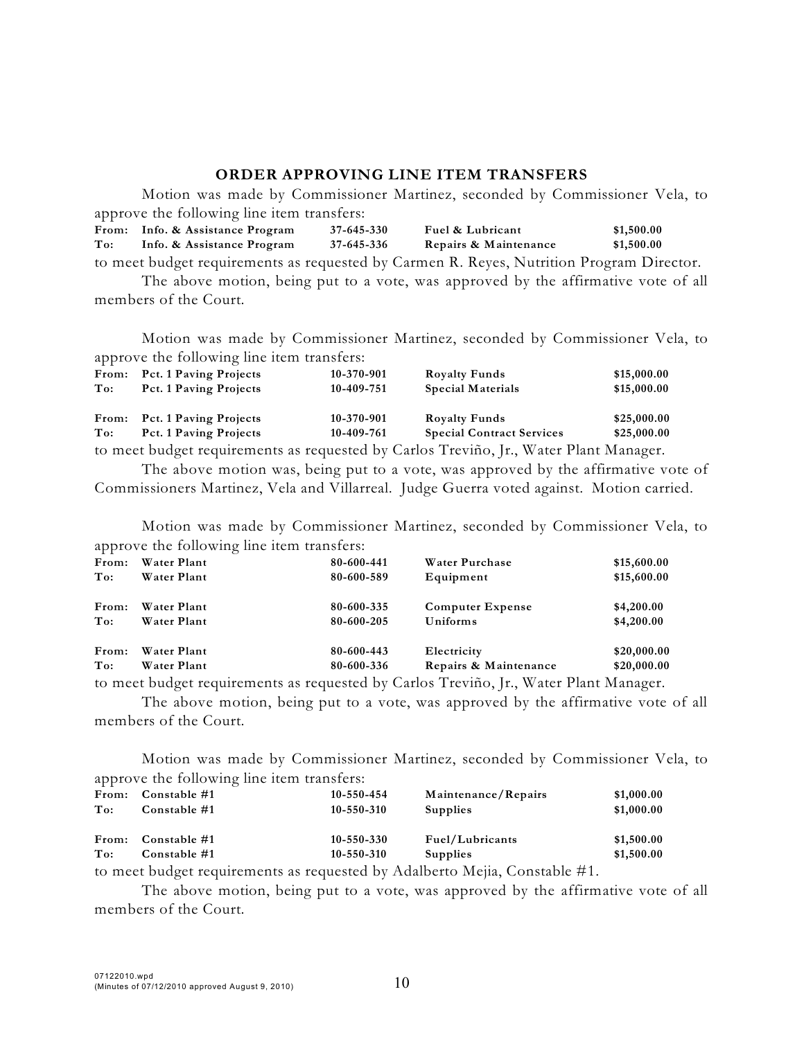## ORDER APPROVING LINE ITEM TRANSFERS

Motion was made by Commissioner Martinez, seconded by Commissioner Vela, to approve the following line item transfers:

| | | | | |
|---|---|---|---|---|
| **From:** | **Info. & Assistance Program** | **37-645-330** | **Fuel & Lubricant** | **$1,500.00** |
| **To:** | **Info. & Assistance Program** | **37-645-336** | **Repairs & Maintenance** | **$1,500.00** |

to meet budget requirements as requested by Carmen R. Reyes, Nutrition Program Director.

The above motion, being put to a vote, was approved by the affirmative vote of all members of the Court.

Motion was made by Commissioner Martinez, seconded by Commissioner Vela, to approve the following line item transfers:

| | | | | |
|---|---|---|---|---|
| **From:** | **Pct. 1 Paving Projects** | **10-370-901** | **Royalty Funds** | **$15,000.00** |
| **To:** | **Pct. 1 Paving Projects** | **10-409-751** | **Special Materials** | **$15,000.00** |
| **From:** | **Pct. 1 Paving Projects** | **10-370-901** | **Royalty Funds** | **$25,000.00** |
| **To:** | **Pct. 1 Paving Projects** | **10-409-761** | **Special Contract Services** | **$25,000.00** |

to meet budget requirements as requested by Carlos Treviño, Jr., Water Plant Manager.

The above motion was, being put to a vote, was approved by the affirmative vote of Commissioners Martinez, Vela and Villarreal. Judge Guerra voted against. Motion carried.

Motion was made by Commissioner Martinez, seconded by Commissioner Vela, to approve the following line item transfers:

| | | | | |
|---|---|---|---|---|
| **From:** | **Water Plant** | **80-600-441** | **Water Purchase** | **$15,600.00** |
| **To:** | **Water Plant** | **80-600-589** | **Equipment** | **$15,600.00** |
| **From:** | **Water Plant** | **80-600-335** | **Computer Expense** | **$4,200.00** |
| **To:** | **Water Plant** | **80-600-205** | **Uniforms** | **$4,200.00** |
| **From:** | **Water Plant** | **80-600-443** | **Electricity** | **$20,000.00** |
| **To:** | **Water Plant** | **80-600-336** | **Repairs & Maintenance** | **$20,000.00** |

to meet budget requirements as requested by Carlos Treviño, Jr., Water Plant Manager.

The above motion, being put to a vote, was approved by the affirmative vote of all members of the Court.

Motion was made by Commissioner Martinez, seconded by Commissioner Vela, to approve the following line item transfers:

| | | | | |
|---|---|---|---|---|
| **From:** | **Constable #1** | **10-550-454** | **Maintenance/Repairs** | **$1,000.00** |
| **To:** | **Constable #1** | **10-550-310** | **Supplies** | **$1,000.00** |
| **From:** | **Constable #1** | **10-550-330** | **Fuel/Lubricants** | **$1,500.00** |
| **To:** | **Constable #1** | **10-550-310** | **Supplies** | **$1,500.00** |

to meet budget requirements as requested by Adalberto Mejia, Constable #1.

The above motion, being put to a vote, was approved by the affirmative vote of all members of the Court.

07122010.wpd
(Minutes of 07/12/2010 approved August 9, 2010)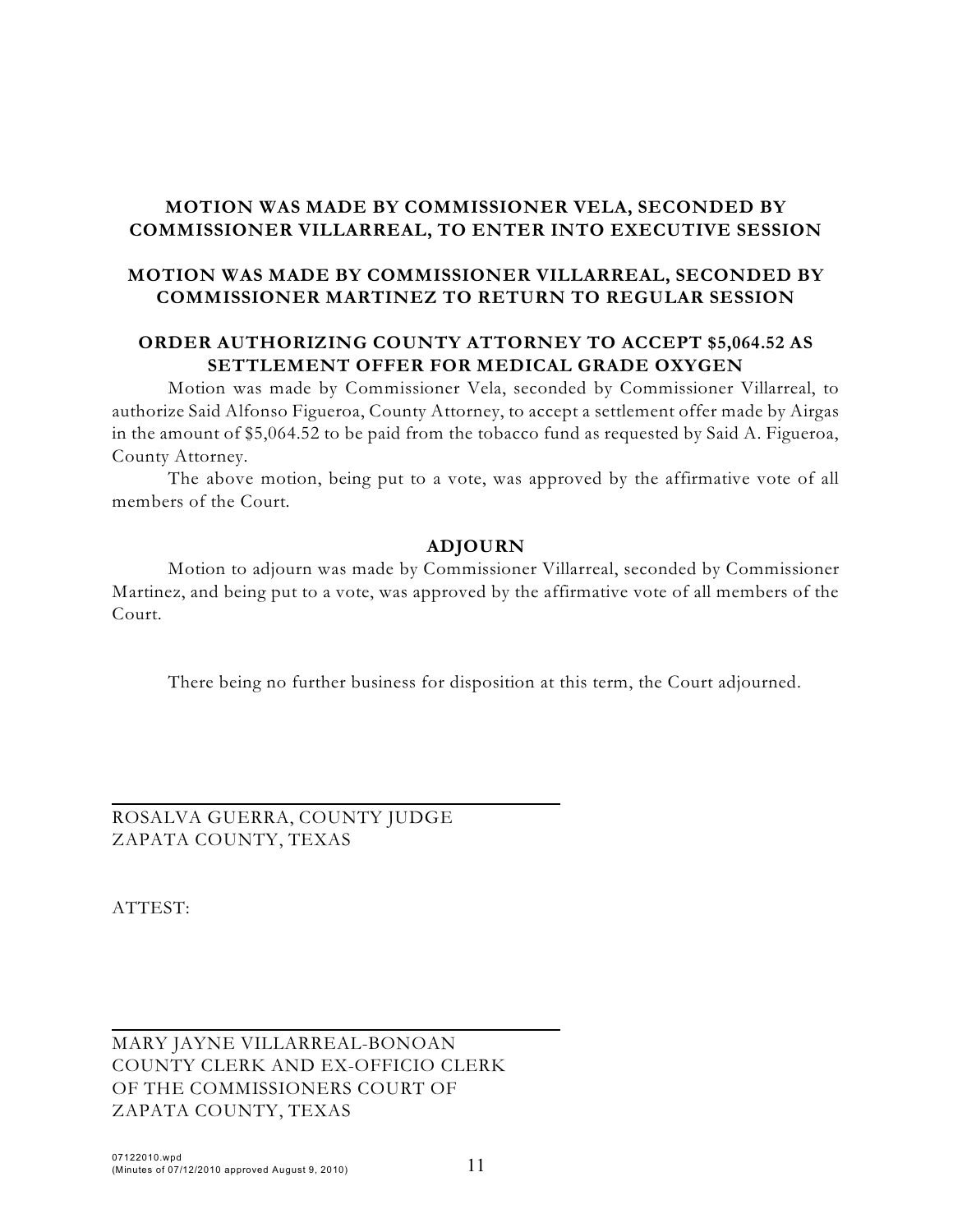**MOTION WAS MADE BY COMMISSIONER VELA, SECONDED BY COMMISSIONER VILLARREAL, TO ENTER INTO EXECUTIVE SESSION**

**MOTION WAS MADE BY COMMISSIONER VILLARREAL, SECONDED BY COMMISSIONER MARTINEZ TO RETURN TO REGULAR SESSION**

**ORDER AUTHORIZING COUNTY ATTORNEY TO ACCEPT $5,064.52 AS SETTLEMENT OFFER FOR MEDICAL GRADE OXYGEN**

Motion was made by Commissioner Vela, seconded by Commissioner Villarreal, to authorize Said Alfonso Figueroa, County Attorney, to accept a settlement offer made by Airgas in the amount of $5,064.52 to be paid from the tobacco fund as requested by Said A. Figueroa, County Attorney.

The above motion, being put to a vote, was approved by the affirmative vote of all members of the Court.

**ADJOURN**

Motion to adjourn was made by Commissioner Villarreal, seconded by Commissioner Martinez, and being put to a vote, was approved by the affirmative vote of all members of the Court.

There being no further business for disposition at this term, the Court adjourned.

ROSALVA GUERRA, COUNTY JUDGE
ZAPATA COUNTY, TEXAS

ATTEST:

MARY JAYNE VILLARREAL-BONOAN
COUNTY CLERK AND EX-OFFICIO CLERK
OF THE COMMISSIONERS COURT OF
ZAPATA COUNTY, TEXAS

07122010.wpd
(Minutes of 07/12/2010 approved August 9, 2010)